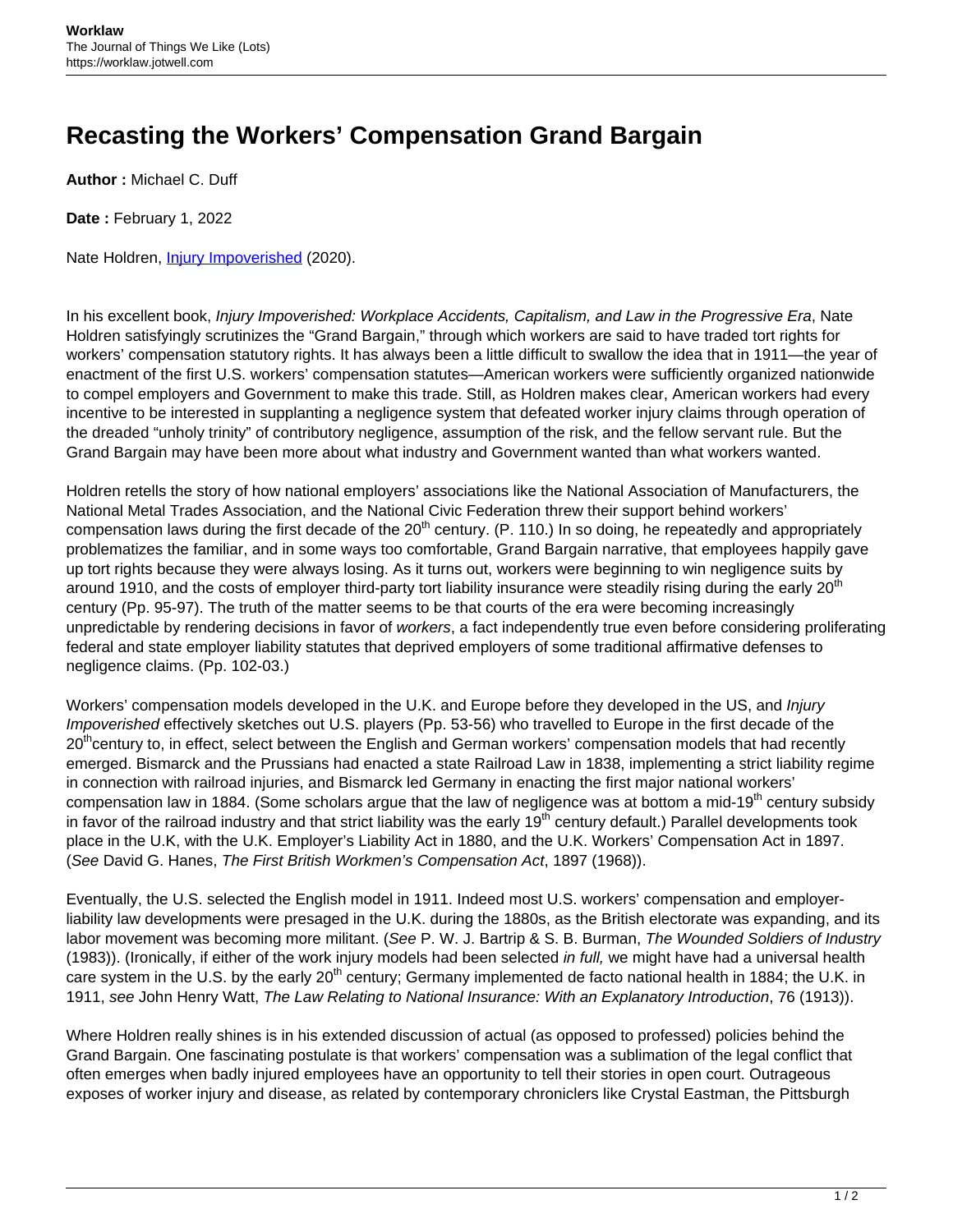# Recasting the Workers' Compensation Grand Bargain

**Author :** Michael C. Duff

**Date :** February 1, 2022

Nate Holdren, [Injury Impoverished](#) (2020).

In his excellent book, *Injury Impoverished: Workplace Accidents, Capitalism, and Law in the Progressive Era*, Nate Holdren satisfyingly scrutinizes the "Grand Bargain," through which workers are said to have traded tort rights for workers' compensation statutory rights. It has always been a little difficult to swallow the idea that in 1911—the year of enactment of the first U.S. workers' compensation statutes—American workers were sufficiently organized nationwide to compel employers and Government to make this trade. Still, as Holdren makes clear, American workers had every incentive to be interested in supplanting a negligence system that defeated worker injury claims through operation of the dreaded "unholy trinity" of contributory negligence, assumption of the risk, and the fellow servant rule. But the Grand Bargain may have been more about what industry and Government wanted than what workers wanted.

Holdren retells the story of how national employers' associations like the National Association of Manufacturers, the National Metal Trades Association, and the National Civic Federation threw their support behind workers' compensation laws during the first decade of the 20th century. (P. 110.) In so doing, he repeatedly and appropriately problematizes the familiar, and in some ways too comfortable, Grand Bargain narrative, that employees happily gave up tort rights because they were always losing. As it turns out, workers were beginning to win negligence suits by around 1910, and the costs of employer third-party tort liability insurance were steadily rising during the early 20th century (Pp. 95-97). The truth of the matter seems to be that courts of the era were becoming increasingly unpredictable by rendering decisions in favor of *workers*, a fact independently true even before considering proliferating federal and state employer liability statutes that deprived employers of some traditional affirmative defenses to negligence claims. (Pp. 102-03.)

Workers' compensation models developed in the U.K. and Europe before they developed in the US, and *Injury Impoverished* effectively sketches out U.S. players (Pp. 53-56) who travelled to Europe in the first decade of the 20th century to, in effect, select between the English and German workers' compensation models that had recently emerged. Bismarck and the Prussians had enacted a state Railroad Law in 1838, implementing a strict liability regime in connection with railroad injuries, and Bismarck led Germany in enacting the first major national workers' compensation law in 1884. (Some scholars argue that the law of negligence was at bottom a mid-19th century subsidy in favor of the railroad industry and that strict liability was the early 19th century default.) Parallel developments took place in the U.K, with the U.K. Employer's Liability Act in 1880, and the U.K. Workers' Compensation Act in 1897. (*See* David G. Hanes, *The First British Workmen's Compensation Act*, 1897 (1968)).

Eventually, the U.S. selected the English model in 1911. Indeed most U.S. workers' compensation and employer-liability law developments were presaged in the U.K. during the 1880s, as the British electorate was expanding, and its labor movement was becoming more militant. (*See* P. W. J. Bartrip & S. B. Burman, *The Wounded Soldiers of Industry* (1983)). (Ironically, if either of the work injury models had been selected *in full,* we might have had a universal health care system in the U.S. by the early 20th century; Germany implemented de facto national health in 1884; the U.K. in 1911, *see* John Henry Watt, *The Law Relating to National Insurance: With an Explanatory Introduction*, 76 (1913)).

Where Holdren really shines is in his extended discussion of actual (as opposed to professed) policies behind the Grand Bargain. One fascinating postulate is that workers' compensation was a sublimation of the legal conflict that often emerges when badly injured employees have an opportunity to tell their stories in open court. Outrageous exposes of worker injury and disease, as related by contemporary chroniclers like Crystal Eastman, the Pittsburgh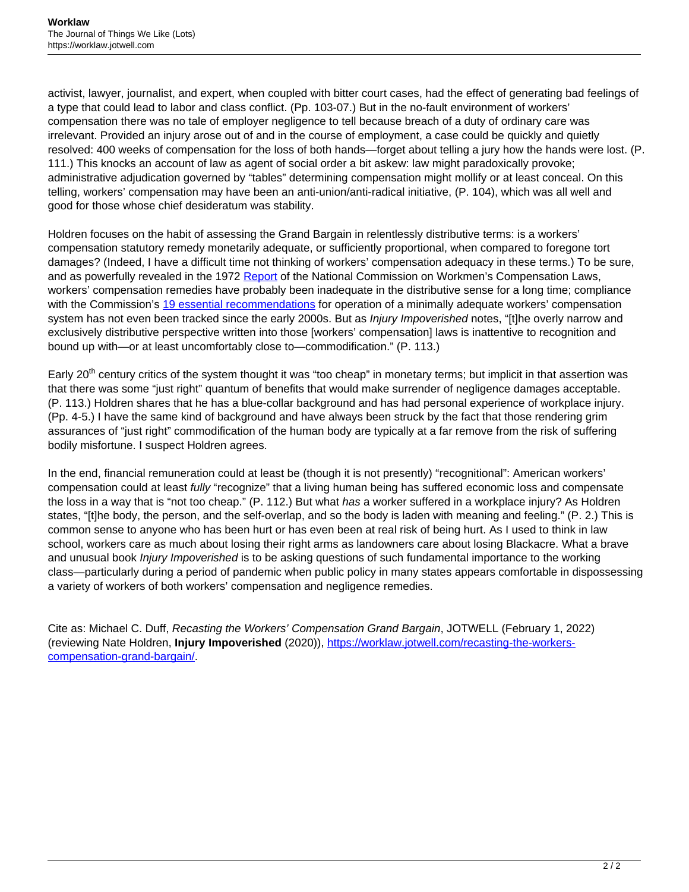activist, lawyer, journalist, and expert, when coupled with bitter court cases, had the effect of generating bad feelings of a type that could lead to labor and class conflict. (Pp. 103-07.) But in the no-fault environment of workers' compensation there was no tale of employer negligence to tell because breach of a duty of ordinary care was irrelevant. Provided an injury arose out of and in the course of employment, a case could be quickly and quietly resolved: 400 weeks of compensation for the loss of both hands—forget about telling a jury how the hands were lost. (P. 111.) This knocks an account of law as agent of social order a bit askew: law might paradoxically provoke; administrative adjudication governed by "tables" determining compensation might mollify or at least conceal. On this telling, workers' compensation may have been an anti-union/anti-radical initiative, (P. 104), which was all well and good for those whose chief desideratum was stability.

Holdren focuses on the habit of assessing the Grand Bargain in relentlessly distributive terms: is a workers' compensation statutory remedy monetarily adequate, or sufficiently proportional, when compared to foregone tort damages? (Indeed, I have a difficult time not thinking of workers' compensation adequacy in these terms.) To be sure, and as powerfully revealed in the 1972 [Report](#) of the National Commission on Workmen's Compensation Laws, workers' compensation remedies have probably been inadequate in the distributive sense for a long time; compliance with the Commission's [19 essential recommendations](#) for operation of a minimally adequate workers' compensation system has not even been tracked since the early 2000s. But as *Injury Impoverished* notes, "[t]he overly narrow and exclusively distributive perspective written into those [workers' compensation] laws is inattentive to recognition and bound up with—or at least uncomfortably close to—commodification." (P. 113.)

Early 20th century critics of the system thought it was "too cheap" in monetary terms; but implicit in that assertion was that there was some "just right" quantum of benefits that would make surrender of negligence damages acceptable. (P. 113.) Holdren shares that he has a blue-collar background and has had personal experience of workplace injury. (Pp. 4-5.) I have the same kind of background and have always been struck by the fact that those rendering grim assurances of "just right" commodification of the human body are typically at a far remove from the risk of suffering bodily misfortune. I suspect Holdren agrees.

In the end, financial remuneration could at least be (though it is not presently) "recognitional": American workers' compensation could at least *fully* "recognize" that a living human being has suffered economic loss and compensate the loss in a way that is "not too cheap." (P. 112.) But what *has* a worker suffered in a workplace injury? As Holdren states, "[t]he body, the person, and the self-overlap, and so the body is laden with meaning and feeling." (P. 2.) This is common sense to anyone who has been hurt or has even been at real risk of being hurt. As I used to think in law school, workers care as much about losing their right arms as landowners care about losing Blackacre. What a brave and unusual book *Injury Impoverished* is to be asking questions of such fundamental importance to the working class—particularly during a period of pandemic when public policy in many states appears comfortable in dispossessing a variety of workers of both workers' compensation and negligence remedies.

Cite as: Michael C. Duff, *Recasting the Workers' Compensation Grand Bargain*, JOTWELL (February 1, 2022) (reviewing Nate Holdren, **Injury Impoverished** (2020)), https://worklaw.jotwell.com/recasting-the-workers-compensation-grand-bargain/.